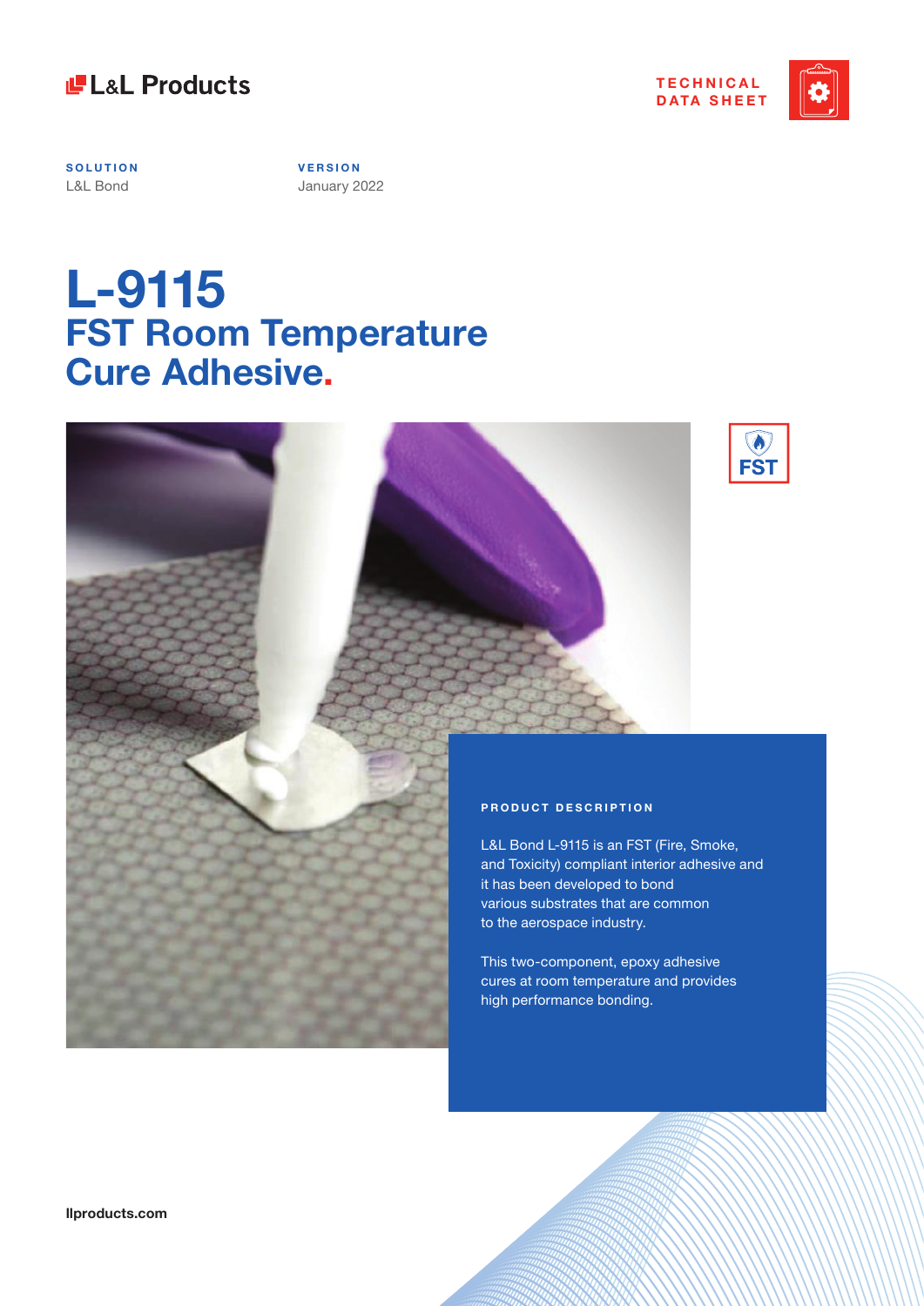L&L Products

TECHNICAL DATA SHEET

**SOLUTION**
L&L Bond

**VERSION**
January 2022

# L-9115
## FST Room Temperature Cure Adhesive.

FST

**PRODUCT DESCRIPTION**

L&L Bond L-9115 is an FST (Fire, Smoke, and Toxicity) compliant interior adhesive and it has been developed to bond various substrates that are common to the aerospace industry.

This two-component, epoxy adhesive cures at room temperature and provides high performance bonding.

llproducts.com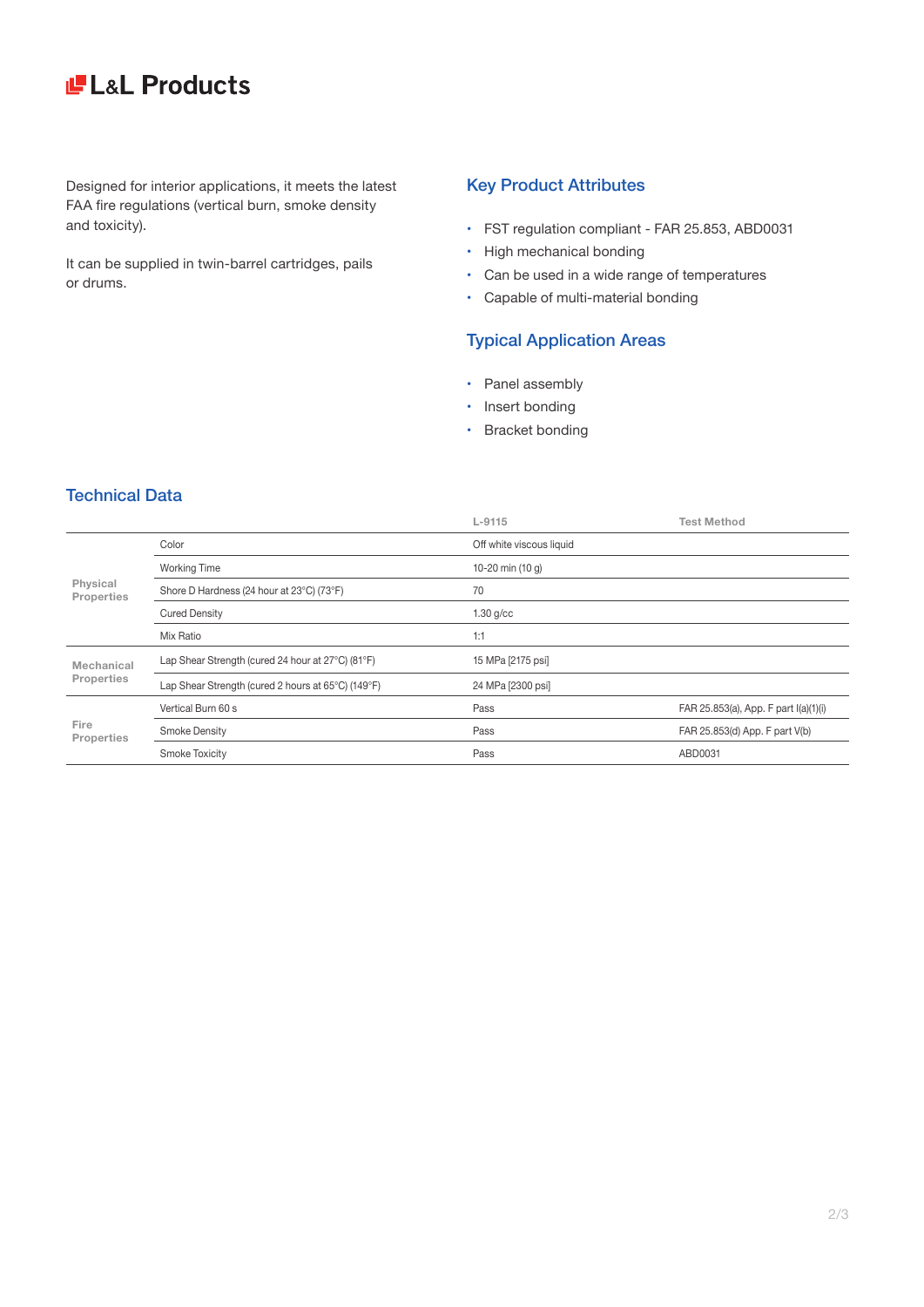**L&L Products**

Designed for interior applications, it meets the latest FAA fire regulations (vertical burn, smoke density and toxicity).

It can be supplied in twin-barrel cartridges, pails or drums.

## Key Product Attributes

- FST regulation compliant - FAR 25.853, ABD0031
- High mechanical bonding
- Can be used in a wide range of temperatures
- Capable of multi-material bonding

## Typical Application Areas

- Panel assembly
- Insert bonding
- Bracket bonding

## Technical Data

| | | L-9115 | Test Method |
|---|---|---|---|
| Physical Properties | Color | Off white viscous liquid | |
| | Working Time | 10-20 min (10 g) | |
| | Shore D Hardness (24 hour at 23°C) (73°F) | 70 | |
| | Cured Density | 1.30 g/cc | |
| | Mix Ratio | 1:1 | |
| Mechanical Properties | Lap Shear Strength (cured 24 hour at 27°C) (81°F) | 15 MPa [2175 psi] | |
| | Lap Shear Strength (cured 2 hours at 65°C) (149°F) | 24 MPa [2300 psi] | |
| Fire Properties | Vertical Burn 60 s | Pass | FAR 25.853(a), App. F part I(a)(1)(i) |
| | Smoke Density | Pass | FAR 25.853(d) App. F part V(b) |
| | Smoke Toxicity | Pass | ABD0031 |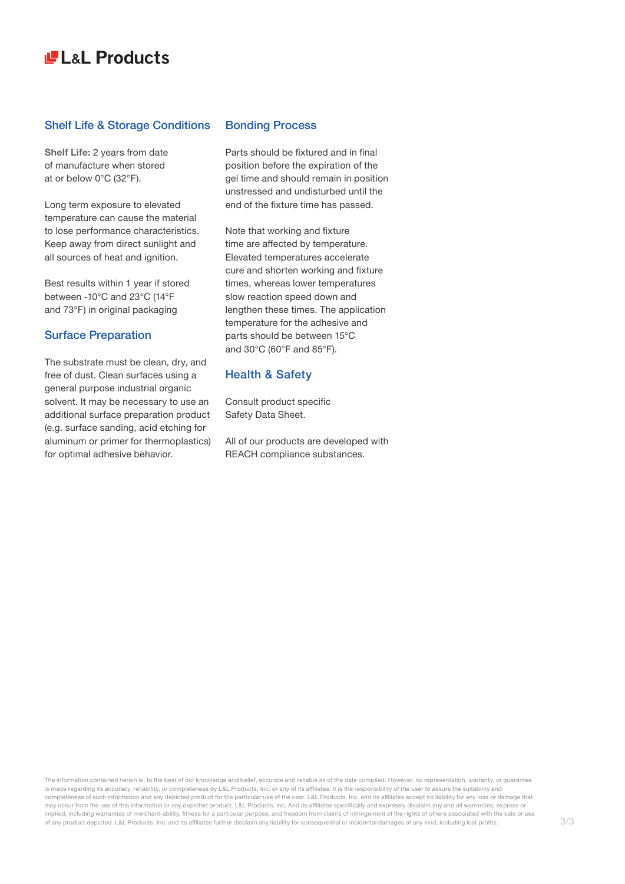L&L Products

## Shelf Life & Storage Conditions

**Shelf Life:** 2 years from date of manufacture when stored at or below 0°C (32°F).

Long term exposure to elevated temperature can cause the material to lose performance characteristics. Keep away from direct sunlight and all sources of heat and ignition.

Best results within 1 year if stored between -10°C and 23°C (14°F and 73°F) in original packaging

## Surface Preparation

The substrate must be clean, dry, and free of dust. Clean surfaces using a general purpose industrial organic solvent. It may be necessary to use an additional surface preparation product (e.g. surface sanding, acid etching for aluminum or primer for thermoplastics) for optimal adhesive behavior.

## Bonding Process

Parts should be fixtured and in final position before the expiration of the gel time and should remain in position unstressed and undisturbed until the end of the fixture time has passed.

Note that working and fixture time are affected by temperature. Elevated temperatures accelerate cure and shorten working and fixture times, whereas lower temperatures slow reaction speed down and lengthen these times. The application temperature for the adhesive and parts should be between 15°C and 30°C (60°F and 85°F).

## Health & Safety

Consult product specific Safety Data Sheet.

All of our products are developed with REACH compliance substances.

The information contained herein is, to the best of our knowledge and belief, accurate and reliable as of the date compiled. However, no representation, warranty, or guarantee is made regarding its accuracy, reliability, or completeness by L&L Products, Inc. or any of its affiliates. It is the responsibility of the user to assure the suitability and completeness of such information and any depicted product for the particular use of the user. L&L Products, Inc. and its affiliates accept no liability for any loss or damage that may occur from the use of this information or any depicted product. L&L Products, inc. And its affiliates specifically and expressly disclaim any and all warranties, express or implied, including warranties of merchant-ability, fitness for a particular purpose, and freedom from claims of infringement of the rights of others associated with the sale or use of any product depicted. L&L Products, Inc. and its affiliates further disclaim any liability for consequential or incidental damages of any kind, including lost profits.